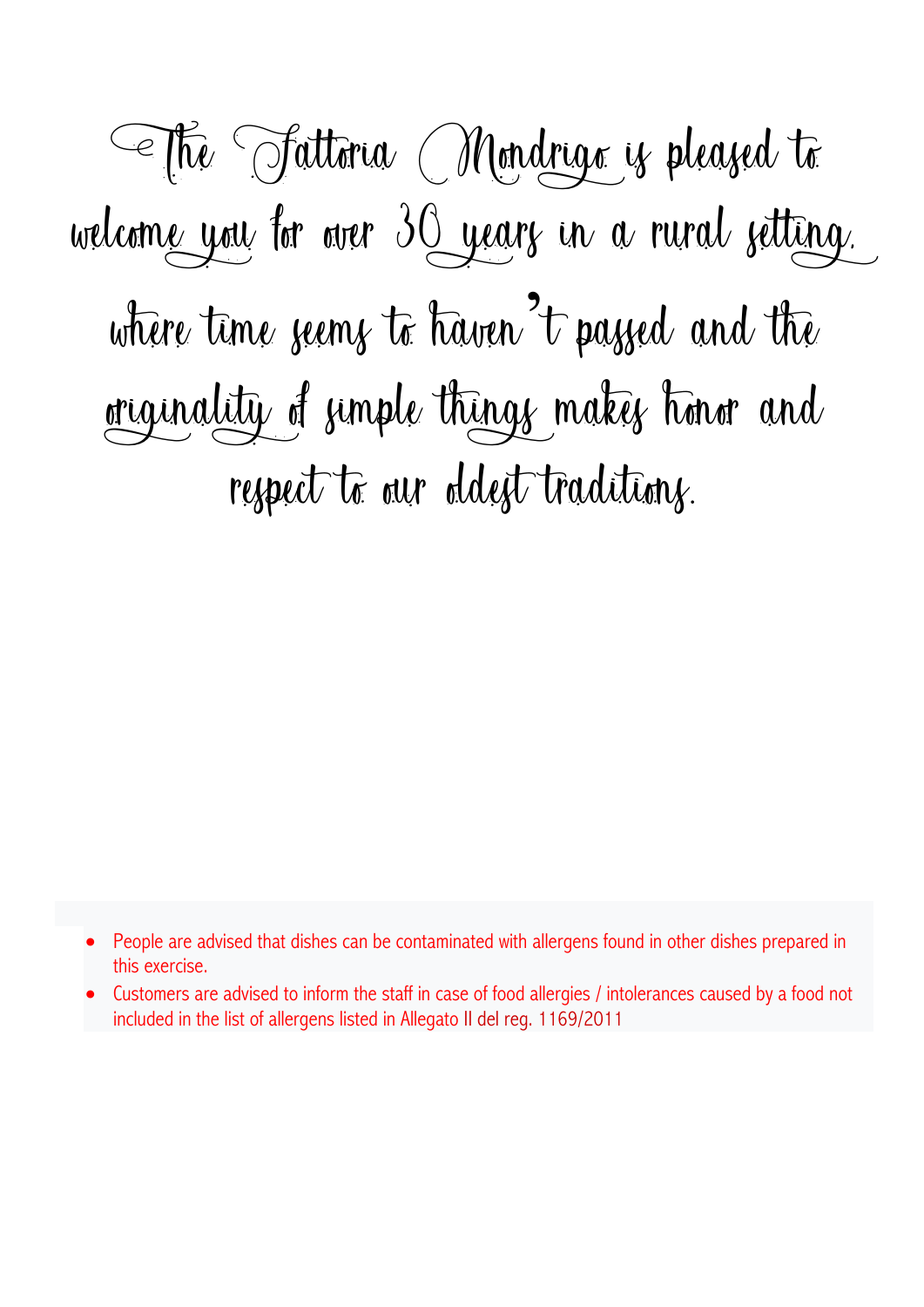The Fattoria Mondrigo is pleased to welcome you for over 30 years in a rural setting, where time seems to haven't passed and the originality of simple things makes honor and respect to our oldest traditions.

- People are advised that dishes can be contaminated with allergens found in other dishes prepared in this exercise.
- Customers are advised to inform the staff in case of food allergies / intolerances caused by a food not included in the list of allergens listed in Allegato II del reg. 1169/2011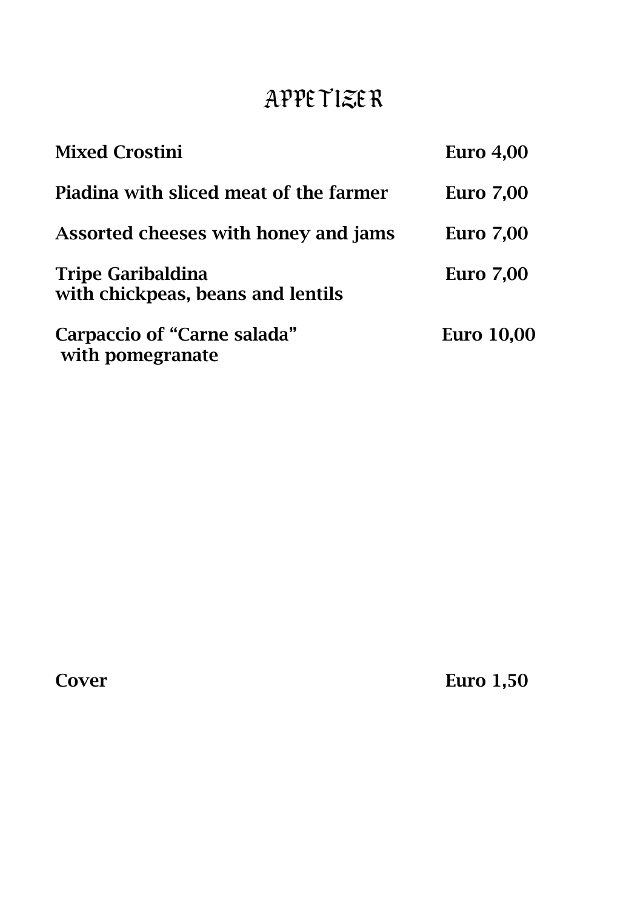# APPETIZER

| | |
|---|---|
| **Mixed Crostini** | **Euro 4,00** |
| **Piadina with sliced meat of the farmer** | **Euro 7,00** |
| **Assorted cheeses with honey and jams** | **Euro 7,00** |
| **Tripe Garibaldina with chickpeas, beans and lentils** | **Euro 7,00** |
| **Carpaccio of "Carne salada" with pomegranate** | **Euro 10,00** |

| | |
|---|---|
| **Cover** | **Euro 1,50** |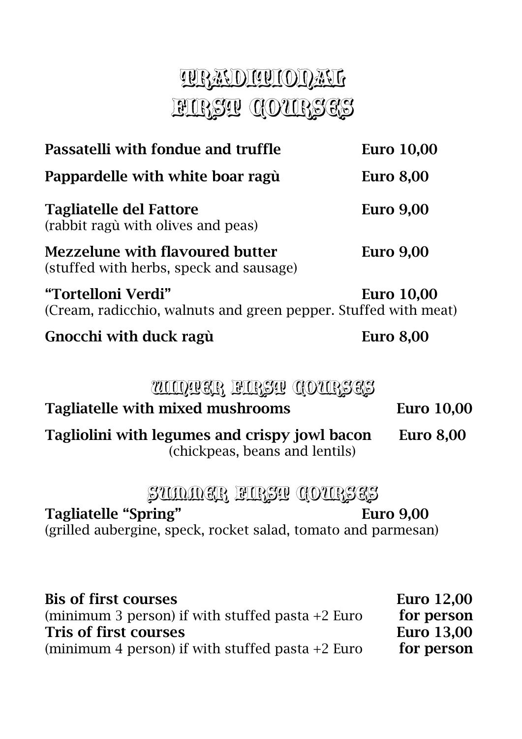# TRADITIONAL FIRST COURSES

**Passatelli with fondue and truffle** **Euro 10,00**

**Pappardelle with white boar ragù** **Euro 8,00**

**Tagliatelle del Fattore** **Euro 9,00**
(rabbit ragù with olives and peas)

**Mezzelune with flavoured butter** **Euro 9,00**
(stuffed with herbs, speck and sausage)

**"Tortelloni Verdi"** **Euro 10,00**
(Cream, radicchio, walnuts and green pepper. Stuffed with meat)

**Gnocchi with duck ragù** **Euro 8,00**

## WINTER FIRST COURSES

**Tagliatelle with mixed mushrooms** **Euro 10,00**

**Tagliolini with legumes and crispy jowl bacon** **Euro 8,00**
(chickpeas, beans and lentils)

## SUMMER FIRST COURSES

**Tagliatelle "Spring"** **Euro 9,00**
(grilled aubergine, speck, rocket salad, tomato and parmesan)

**Bis of first courses** **Euro 12,00**
(minimum 3 person) if with stuffed pasta +2 Euro **for person**
**Tris of first courses** **Euro 13,00**
(minimum 4 person) if with stuffed pasta +2 Euro **for person**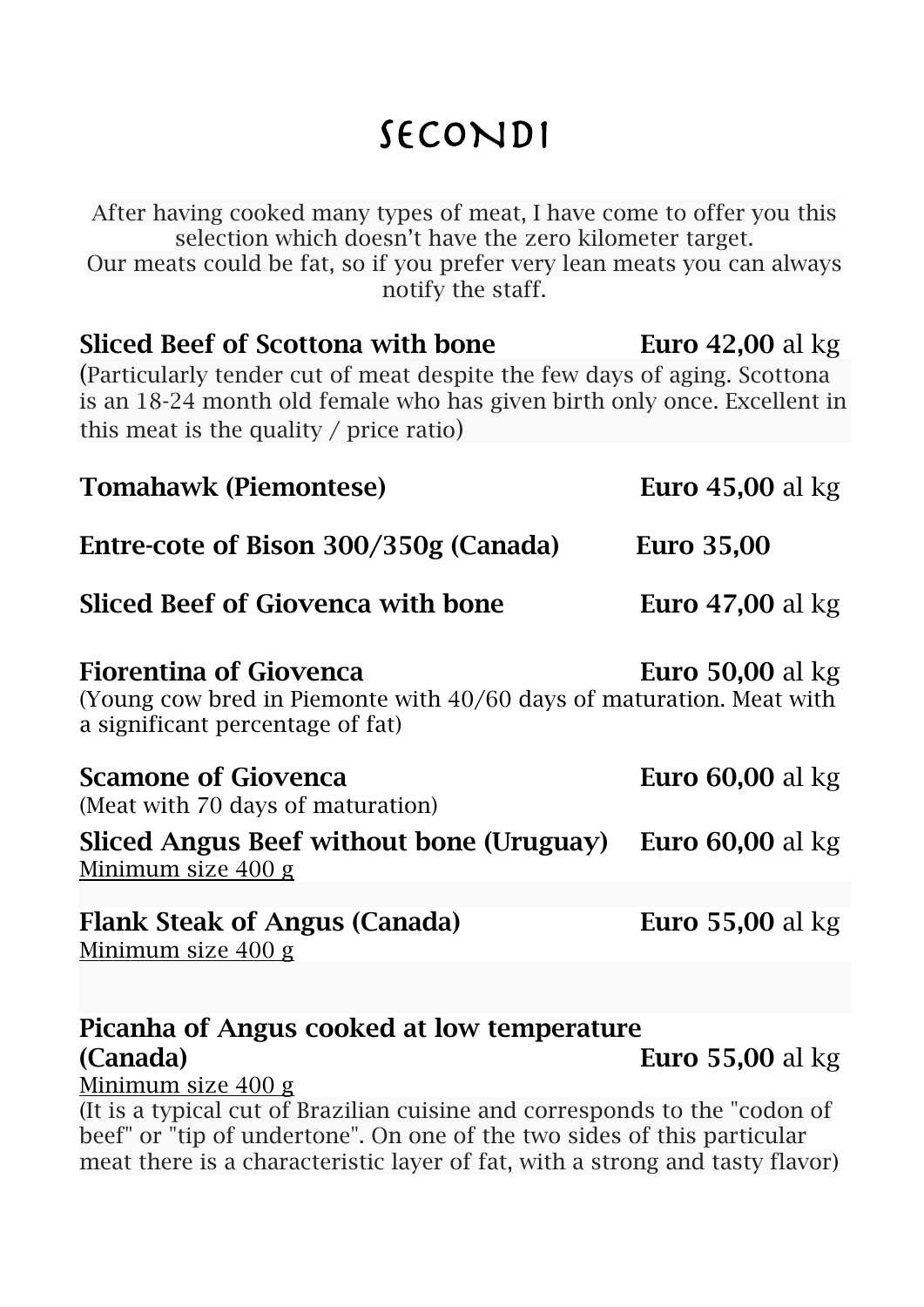# SECONDI

After having cooked many types of meat, I have come to offer you this selection which doesn't have the zero kilometer target.
Our meats could be fat, so if you prefer very lean meats you can always notify the staff.

**Sliced Beef of Scottona with bone** — **Euro 42,00** al kg
(Particularly tender cut of meat despite the few days of aging. Scottona is an 18-24 month old female who has given birth only once. Excellent in this meat is the quality / price ratio)

**Tomahawk (Piemontese)** — **Euro 45,00** al kg

**Entre-cote of Bison 300/350g (Canada)** — **Euro 35,00**

**Sliced Beef of Giovenca with bone** — **Euro 47,00** al kg

**Fiorentina of Giovenca** — **Euro 50,00** al kg
(Young cow bred in Piemonte with 40/60 days of maturation. Meat with a significant percentage of fat)

**Scamone of Giovenca** — **Euro 60,00** al kg
(Meat with 70 days of maturation)

**Sliced Angus Beef without bone (Uruguay)** — **Euro 60,00** al kg
<u>Minimum size 400 g</u>

**Flank Steak of Angus (Canada)** — **Euro 55,00** al kg
<u>Minimum size 400 g</u>

**Picanha of Angus cooked at low temperature (Canada)** — **Euro 55,00** al kg
<u>Minimum size 400 g</u>
(It is a typical cut of Brazilian cuisine and corresponds to the "codon of beef" or "tip of undertone". On one of the two sides of this particular meat there is a characteristic layer of fat, with a strong and tasty flavor)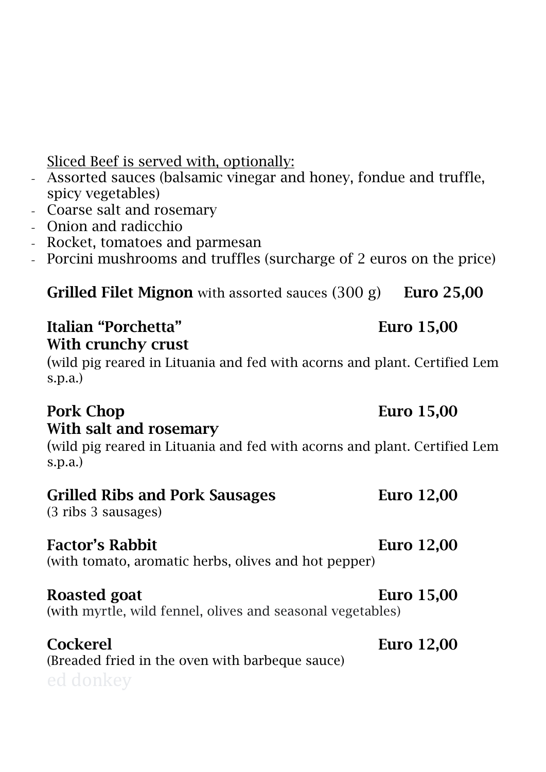Sliced Beef is served with, optionally:

- Assorted sauces (balsamic vinegar and honey, fondue and truffle, spicy vegetables)
- Coarse salt and rosemary
- Onion and radicchio
- Rocket, tomatoes and parmesan
- Porcini mushrooms and truffles (surcharge of 2 euros on the price)

**Grilled Filet Mignon** with assorted sauces (300 g) **Euro 25,00**

**Italian "Porchetta" With crunchy crust** **Euro 15,00**
(wild pig reared in Lituania and fed with acorns and plant. Certified Lem s.p.a.)

**Pork Chop With salt and rosemary** **Euro 15,00**
(wild pig reared in Lituania and fed with acorns and plant. Certified Lem s.p.a.)

**Grilled Ribs and Pork Sausages** **Euro 12,00**
(3 ribs 3 sausages)

**Factor's Rabbit** **Euro 12,00**
(with tomato, aromatic herbs, olives and hot pepper)

**Roasted goat** **Euro 15,00**
(with myrtle, wild fennel, olives and seasonal vegetables)

**Cockerel** **Euro 12,00**
(Breaded fried in the oven with barbeque sauce)

ed donkey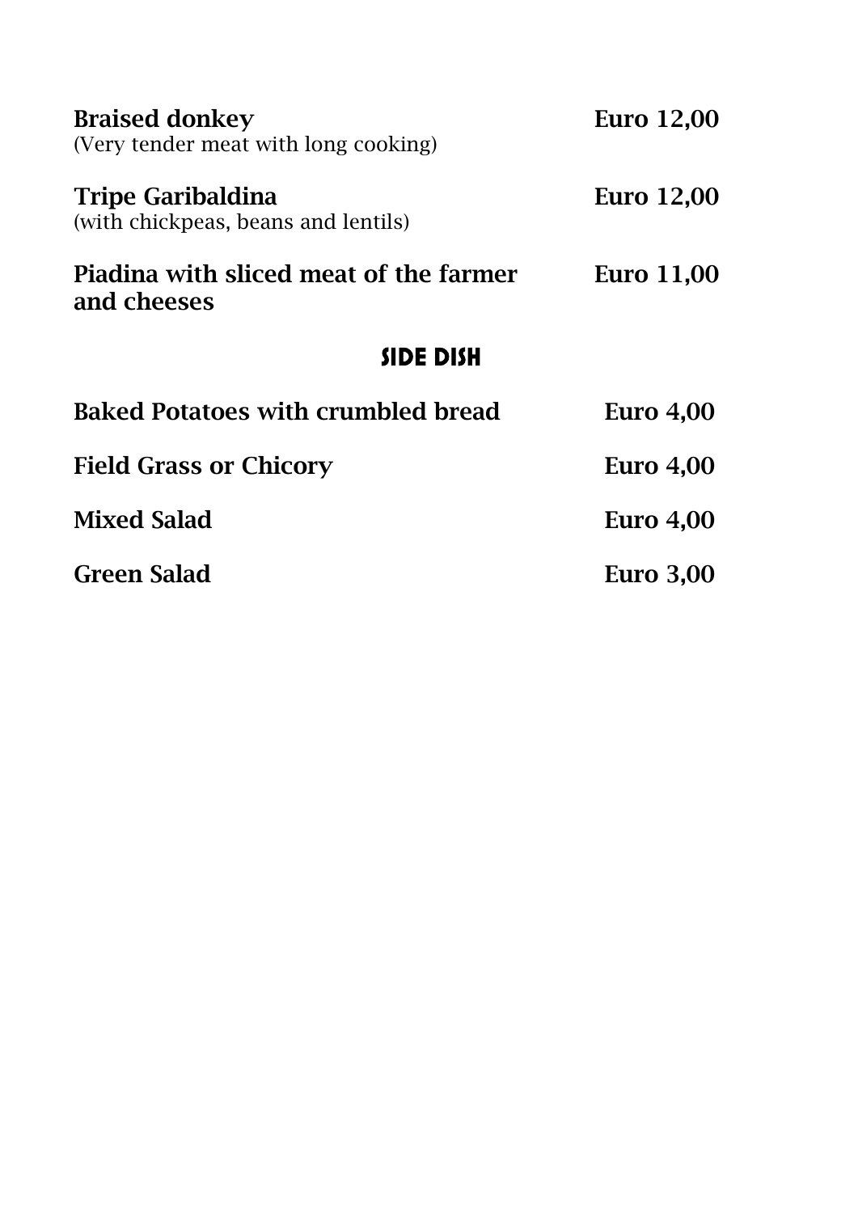**Braised donkey** **Euro 12,00**
(Very tender meat with long cooking)

**Tripe Garibaldina** **Euro 12,00**
(with chickpeas, beans and lentils)

**Piadina with sliced meat of the farmer and cheeses** **Euro 11,00**

## SIDE DISH

**Baked Potatoes with crumbled bread** **Euro 4,00**

**Field Grass or Chicory** **Euro 4,00**

**Mixed Salad** **Euro 4,00**

**Green Salad** **Euro 3,00**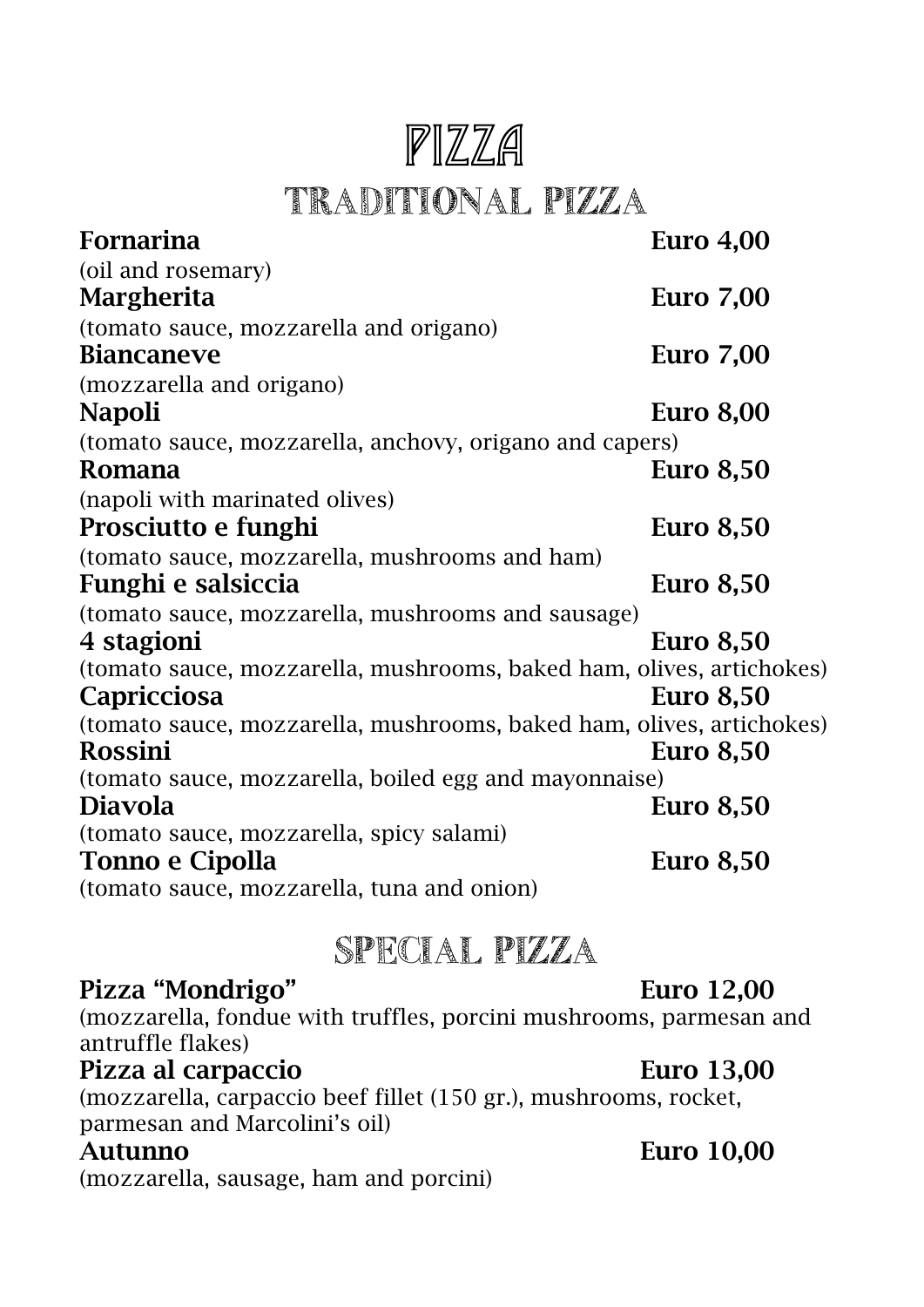# PIZZA

## TRADITIONAL PIZZA

**Fornarina** **Euro 4,00**
(oil and rosemary)

**Margherita** **Euro 7,00**
(tomato sauce, mozzarella and origano)

**Biancaneve** **Euro 7,00**
(mozzarella and origano)

**Napoli** **Euro 8,00**
(tomato sauce, mozzarella, anchovy, origano and capers)

**Romana** **Euro 8,50**
(napoli with marinated olives)

**Prosciutto e funghi** **Euro 8,50**
(tomato sauce, mozzarella, mushrooms and ham)

**Funghi e salsiccia** **Euro 8,50**
(tomato sauce, mozzarella, mushrooms and sausage)

**4 stagioni** **Euro 8,50**
(tomato sauce, mozzarella, mushrooms, baked ham, olives, artichokes)

**Capricciosa** **Euro 8,50**
(tomato sauce, mozzarella, mushrooms, baked ham, olives, artichokes)

**Rossini** **Euro 8,50**
(tomato sauce, mozzarella, boiled egg and mayonnaise)

**Diavola** **Euro 8,50**
(tomato sauce, mozzarella, spicy salami)

**Tonno e Cipolla** **Euro 8,50**
(tomato sauce, mozzarella, tuna and onion)

## SPECIAL PIZZA

**Pizza "Mondrigo"** **Euro 12,00**
(mozzarella, fondue with truffles, porcini mushrooms, parmesan and antruffle flakes)

**Pizza al carpaccio** **Euro 13,00**
(mozzarella, carpaccio beef fillet (150 gr.), mushrooms, rocket, parmesan and Marcolini's oil)

**Autunno** **Euro 10,00**
(mozzarella, sausage, ham and porcini)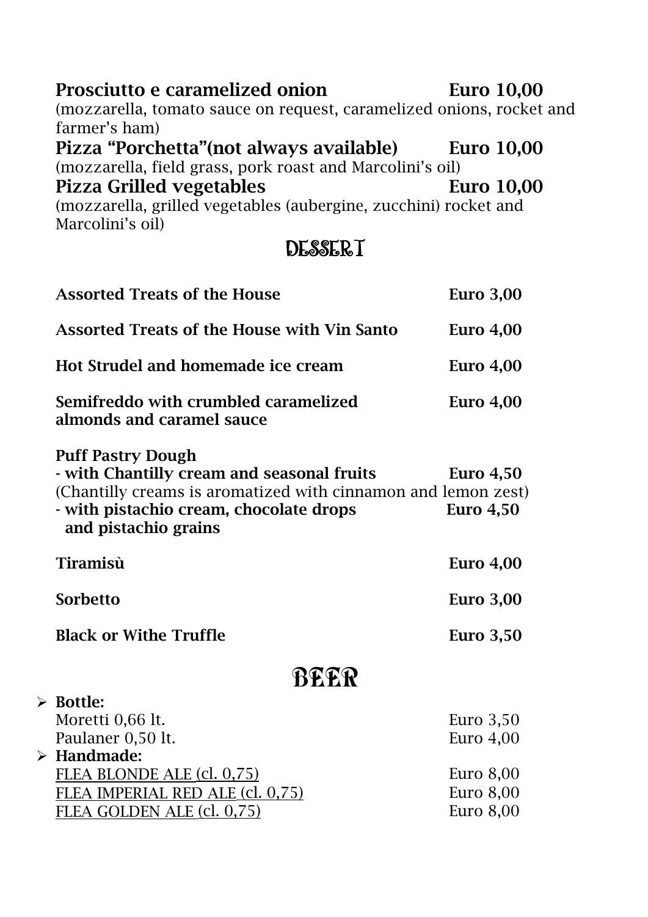**Prosciutto e caramelized onion** **Euro 10,00**
(mozzarella, tomato sauce on request, caramelized onions, rocket and farmer's ham)

**Pizza "Porchetta"(not always available)** **Euro 10,00**
(mozzarella, field grass, pork roast and Marcolini's oil)

**Pizza Grilled vegetables** **Euro 10,00**
(mozzarella, grilled vegetables (aubergine, zucchini) rocket and Marcolini's oil)

## DESSERT

**Assorted Treats of the House** **Euro 3,00**

**Assorted Treats of the House with Vin Santo** **Euro 4,00**

**Hot Strudel and homemade ice cream** **Euro 4,00**

**Semifreddo with crumbled caramelized almonds and caramel sauce** **Euro 4,00**

**Puff Pastry Dough**
**- with Chantilly cream and seasonal fruits** **Euro 4,50**
(Chantilly creams is aromatized with cinnamon and lemon zest)
**- with pistachio cream, chocolate drops and pistachio grains** **Euro 4,50**

**Tiramisù** **Euro 4,00**

**Sorbetto** **Euro 3,00**

**Black or Withe Truffle** **Euro 3,50**

## BEER

- **Bottle:**
  Moretti 0,66 lt. Euro 3,50
  Paulaner 0,50 lt. Euro 4,00
- **Handmade:**
  FLEA BLONDE ALE (cl. 0,75) Euro 8,00
  FLEA IMPERIAL RED ALE (cl. 0,75) Euro 8,00
  FLEA GOLDEN ALE (cl. 0,75) Euro 8,00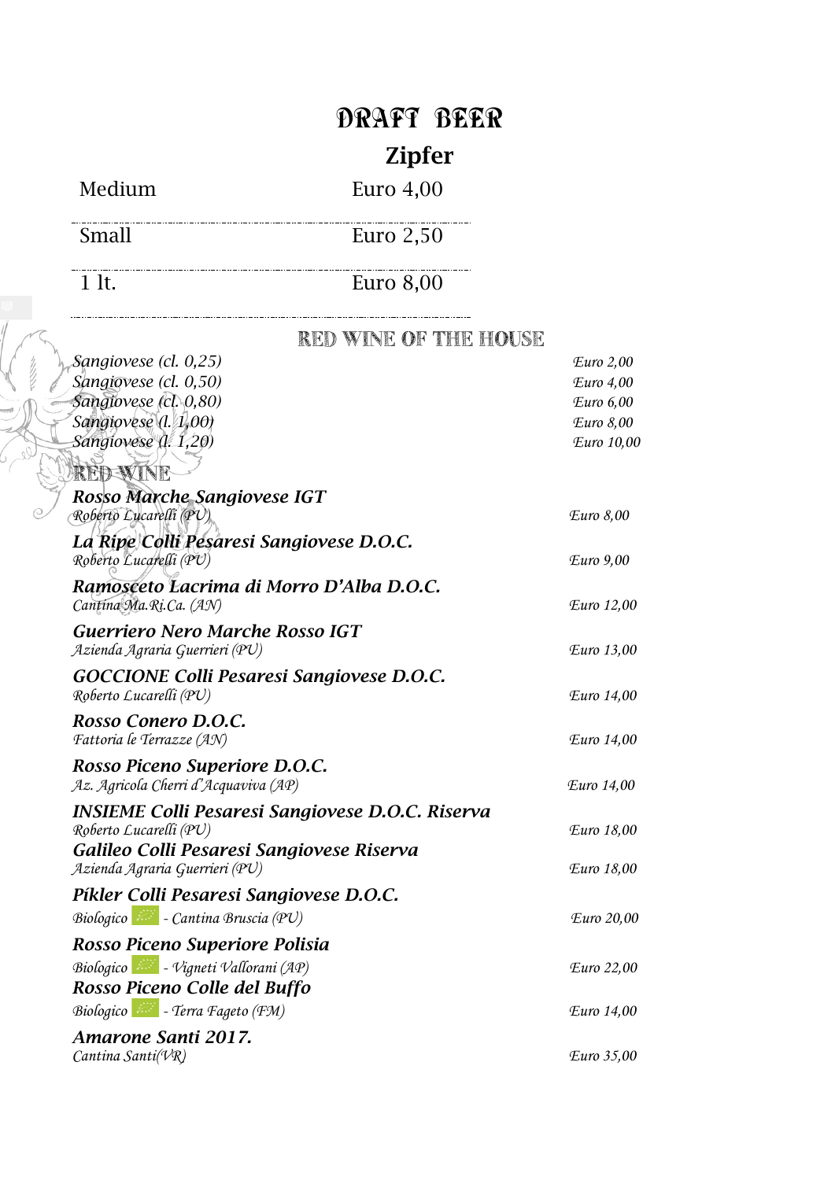# DRAFT BEER

## Zipfer

| | |
|---|---|
| Medium | Euro 4,00 |
| Small | Euro 2,50 |
| 1 lt. | Euro 8,00 |

## RED WINE OF THE HOUSE

| | |
|---|---|
| *Sangiovese (cl. 0,25)* | *Euro 2,00* |
| *Sangiovese (cl. 0,50)* | *Euro 4,00* |
| *Sangiovese (cl. 0,80)* | *Euro 6,00* |
| *Sangiovese (l. 1,00)* | *Euro 8,00* |
| *Sangiovese (l. 1,20)* | *Euro 10,00* |

## RED WINE

| | |
|---|---|
| ***Rosso Marche Sangiovese IGT***<br>*Roberto Lucarelli (PU)* | *Euro 8,00* |
| ***La Ripe Colli Pesaresi Sangiovese D.O.C.***<br>*Roberto Lucarelli (PU)* | *Euro 9,00* |
| ***Ramosceto Lacrima di Morro D'Alba D.O.C.***<br>*Cantina Ma.Ri.Ca. (AN)* | *Euro 12,00* |
| ***Guerriero Nero Marche Rosso IGT***<br>*Azienda Agraria Guerrieri (PU)* | *Euro 13,00* |
| ***GOCCIONE Colli Pesaresi Sangiovese D.O.C.***<br>*Roberto Lucarelli (PU)* | *Euro 14,00* |
| ***Rosso Conero D.O.C.***<br>*Fattoria le Terrazze (AN)* | *Euro 14,00* |
| ***Rosso Piceno Superiore D.O.C.***<br>*Az. Agricola Cherri d'Acquaviva (AP)* | *Euro 14,00* |
| ***INSIEME Colli Pesaresi Sangiovese D.O.C. Riserva***<br>*Roberto Lucarelli (PU)* | *Euro 18,00* |
| ***Galileo Colli Pesaresi Sangiovese Riserva***<br>*Azienda Agraria Guerrieri (PU)* | *Euro 18,00* |
| ***Píkler Colli Pesaresi Sangiovese D.O.C.***<br>*Biologico - Cantina Bruscia (PU)* | *Euro 20,00* |
| ***Rosso Piceno Superiore Polisia***<br>*Biologico - Vigneti Vallorani (AP)* | *Euro 22,00* |
| ***Rosso Piceno Colle del Buffo***<br>*Biologico - Terra Fageto (FM)* | *Euro 14,00* |
| ***Amarone Santi 2017.***<br>*Cantina Santi(VR)* | *Euro 35,00* |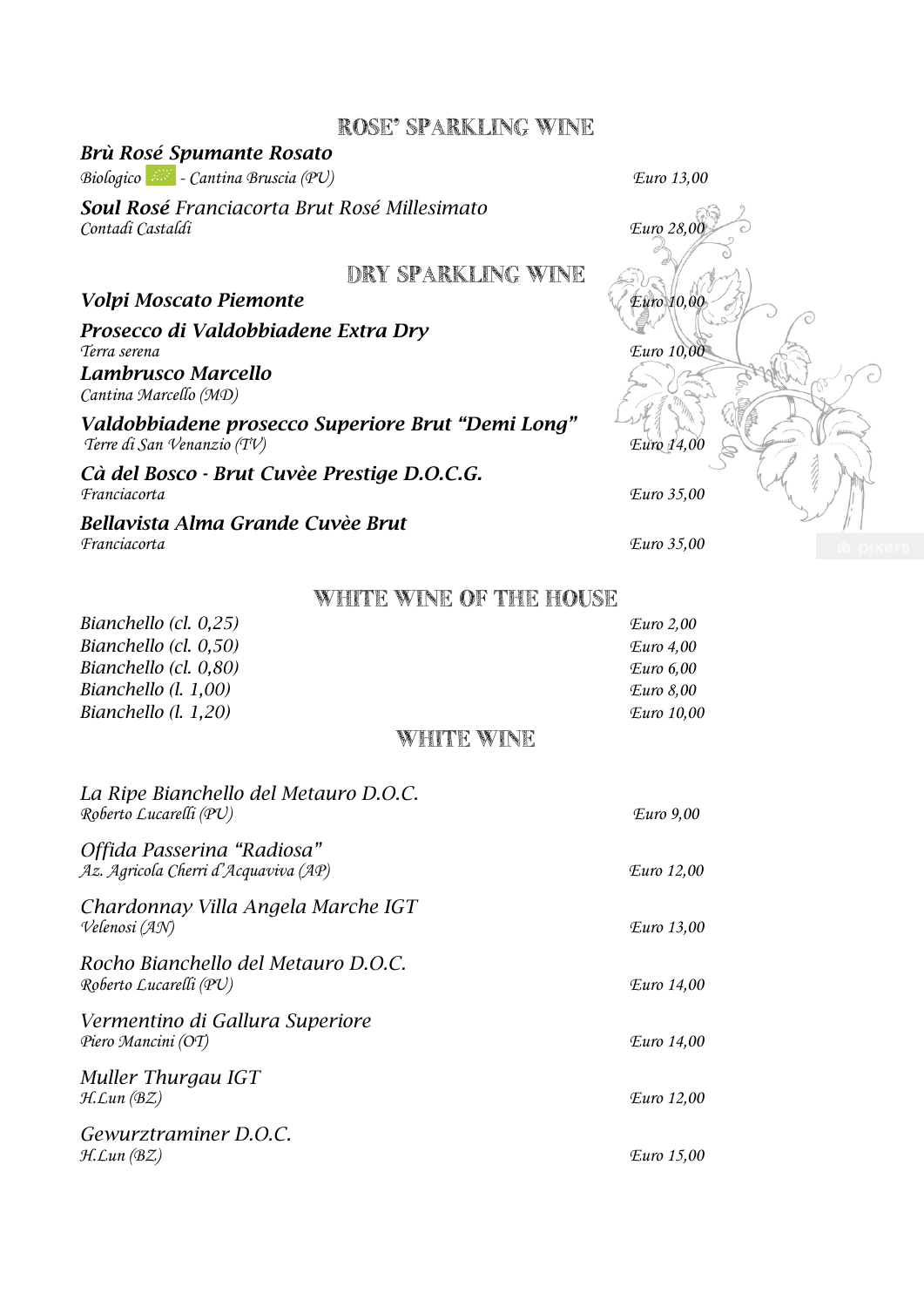## ROSE' SPARKLING WINE

***Brù Rosé Spumante Rosato***
*Biologico - Cantina Bruscia (PU)* — *Euro 13,00*

***Soul Rosé** Franciacorta Brut Rosé Millesimato*
*Contadi Castaldi* — *Euro 28,00*

## DRY SPARKLING WINE

***Volpi Moscato Piemonte*** — *Euro 10,00*

***Prosecco di Valdobbiadene Extra Dry***
*Terra serena* — *Euro 10,00*

***Lambrusco Marcello***
*Cantina Marcello (MD)*

***Valdobbiadene prosecco Superiore Brut "Demi Long"***
*Terre di San Venanzio (TV)* — *Euro 14,00*

***Cà del Bosco - Brut Cuvèe Prestige D.O.C.G.***
*Franciacorta* — *Euro 35,00*

***Bellavista Alma Grande Cuvèe Brut***
*Franciacorta* — *Euro 35,00*

## WHITE WINE OF THE HOUSE

| | |
|---|---|
| *Bianchello (cl. 0,25)* | *Euro 2,00* |
| *Bianchello (cl. 0,50)* | *Euro 4,00* |
| *Bianchello (cl. 0,80)* | *Euro 6,00* |
| *Bianchello (l. 1,00)* | *Euro 8,00* |
| *Bianchello (l. 1,20)* | *Euro 10,00* |

## WHITE WINE

*La Ripe Bianchello del Metauro D.O.C.*
*Roberto Lucarelli (PU)* — *Euro 9,00*

*Offida Passerina "Radiosa"*
*Az. Agricola Cherri d'Acquaviva (AP)* — *Euro 12,00*

*Chardonnay Villa Angela Marche IGT*
*Velenosi (AN)* — *Euro 13,00*

*Rocho Bianchello del Metauro D.O.C.*
*Roberto Lucarelli (PU)* — *Euro 14,00*

*Vermentino di Gallura Superiore*
*Piero Mancini (OT)* — *Euro 14,00*

*Muller Thurgau IGT*
*H.Lun (BZ)* — *Euro 12,00*

*Gewurztraminer D.O.C.*
*H.Lun (BZ)* — *Euro 15,00*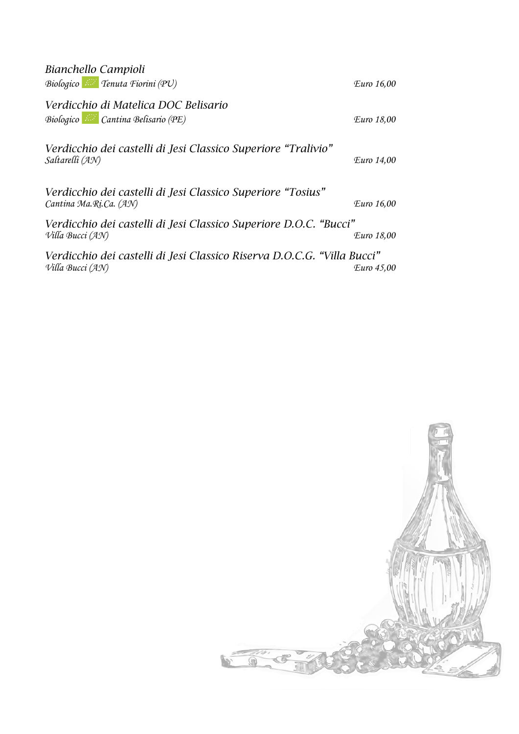*Bianchello Campioli*
*Biologico Tenuta Fiorini (PU)* — *Euro 16,00*

*Verdicchio di Matelica DOC Belisario*
*Biologico Cantina Belisario (PE)* — *Euro 18,00*

*Verdicchio dei castelli di Jesi Classico Superiore "Tralivio"*
*Saltarelli (AN)* — *Euro 14,00*

*Verdicchio dei castelli di Jesi Classico Superiore "Tosius"*
*Cantina Ma.Ri.Ca. (AN)* — *Euro 16,00*

*Verdicchio dei castelli di Jesi Classico Superiore D.O.C. "Bucci"*
*Villa Bucci (AN)* — *Euro 18,00*

*Verdicchio dei castelli di Jesi Classico Riserva D.O.C.G. "Villa Bucci"*
*Villa Bucci (AN)* — *Euro 45,00*